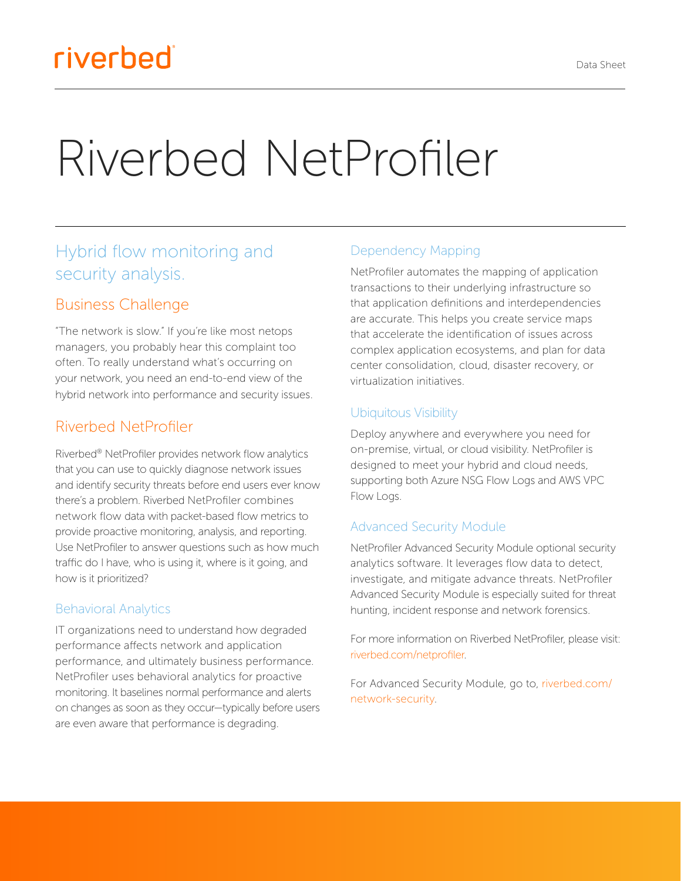riverbed

Data Sheet

# Riverbed NetProfiler

## Hybrid flow monitoring and security analysis.

## Business Challenge

"The network is slow." If you're like most netops managers, you probably hear this complaint too often. To really understand what's occurring on your network, you need an end-to-end view of the hybrid network into performance and security issues.

## Riverbed NetProfiler

Riverbed® NetProfiler provides network flow analytics that you can use to quickly diagnose network issues and identify security threats before end users ever know there's a problem. Riverbed NetProfiler combines network flow data with packet-based flow metrics to provide proactive monitoring, analysis, and reporting. Use NetProfiler to answer questions such as how much traffic do I have, who is using it, where is it going, and how is it prioritized?

### Behavioral Analytics

IT organizations need to understand how degraded performance affects network and application performance, and ultimately business performance. NetProfiler uses behavioral analytics for proactive monitoring. It baselines normal performance and alerts on changes as soon as they occur—typically before users are even aware that performance is degrading.

### Dependency Mapping

NetProfiler automates the mapping of application transactions to their underlying infrastructure so that application definitions and interdependencies are accurate. This helps you create service maps that accelerate the identification of issues across complex application ecosystems, and plan for data center consolidation, cloud, disaster recovery, or virtualization initiatives.

### Ubiquitous Visibility

Deploy anywhere and everywhere you need for on-premise, virtual, or cloud visibility. NetProfiler is designed to meet your hybrid and cloud needs, supporting both Azure NSG Flow Logs and AWS VPC Flow Logs.

### Advanced Security Module

NetProfiler Advanced Security Module optional security analytics software. It leverages flow data to detect, investigate, and mitigate advance threats. NetProfiler Advanced Security Module is especially suited for threat hunting, incident response and network forensics.

For more information on Riverbed NetProfiler, please visit: riverbed.com/netprofiler.

For Advanced Security Module, go to, riverbed.com/network-security.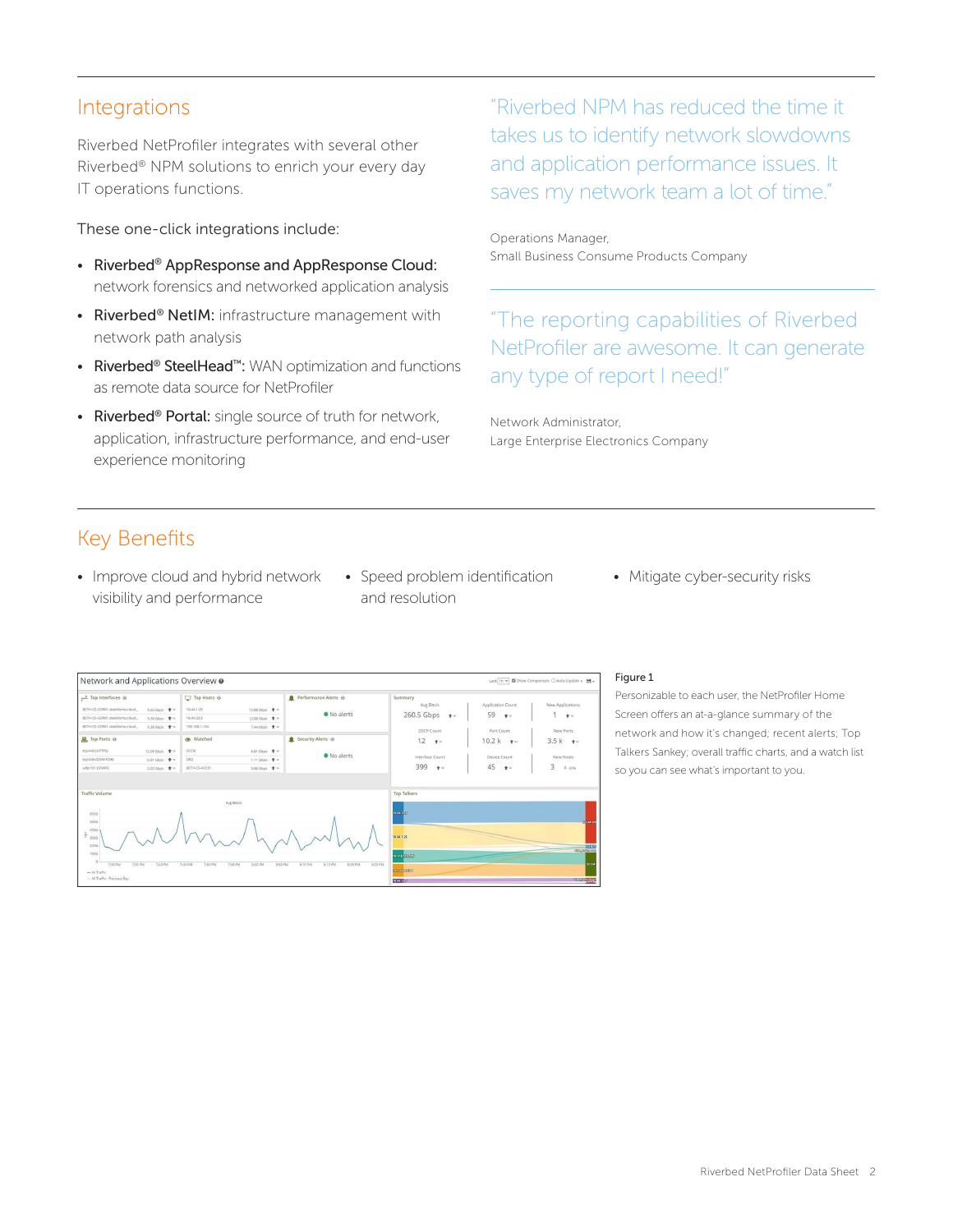## Integrations

Riverbed NetProfiler integrates with several other Riverbed® NPM solutions to enrich your every day IT operations functions.

These one-click integrations include:

- **Riverbed® AppResponse and AppResponse Cloud:** network forensics and networked application analysis
- **Riverbed® NetIM:** infrastructure management with network path analysis
- **Riverbed® SteelHead™:** WAN optimization and functions as remote data source for NetProfiler
- **Riverbed® Portal:** single source of truth for network, application, infrastructure performance, and end-user experience monitoring

"Riverbed NPM has reduced the time it takes us to identify network slowdowns and application performance issues. It saves my network team a lot of time."

Operations Manager,
Small Business Consume Products Company

"The reporting capabilities of Riverbed NetProfiler are awesome. It can generate any type of report I need!"

Network Administrator,
Large Enterprise Electronics Company

## Key Benefits

- Improve cloud and hybrid network visibility and performance
- Speed problem identification and resolution
- Mitigate cyber-security risks

Figure 1

Personizable to each user, the NetProfiler Home Screen offers an at-a-glance summary of the network and how it's changed; recent alerts; Top Talkers Sankey; overall traffic charts, and a watch list so you can see what's important to you.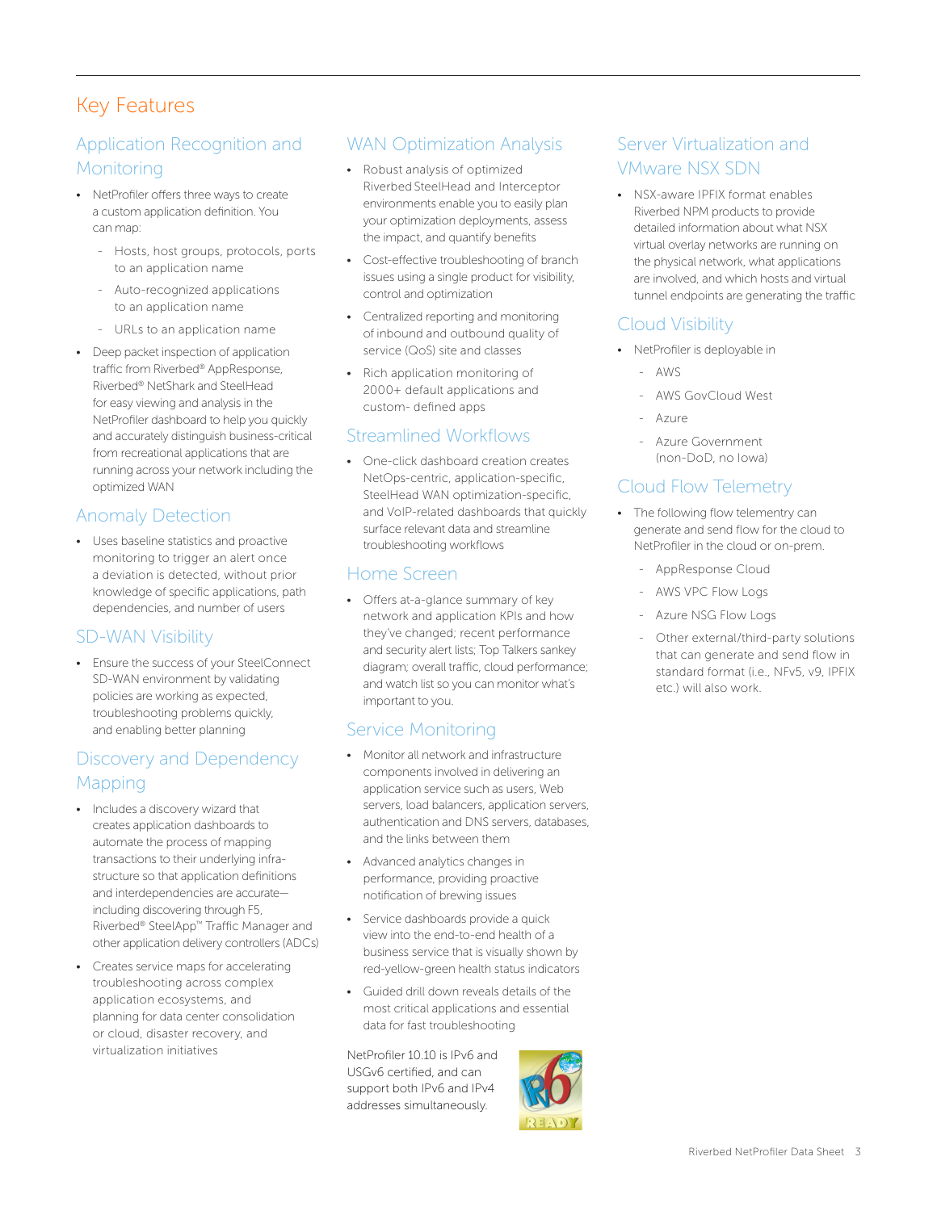# Key Features

## Application Recognition and Monitoring

- NetProfiler offers three ways to create a custom application definition. You can map:
  - Hosts, host groups, protocols, ports to an application name
  - Auto-recognized applications to an application name
  - URLs to an application name
- Deep packet inspection of application traffic from Riverbed® AppResponse, Riverbed® NetShark and SteelHead for easy viewing and analysis in the NetProfiler dashboard to help you quickly and accurately distinguish business-critical from recreational applications that are running across your network including the optimized WAN

## Anomaly Detection

- Uses baseline statistics and proactive monitoring to trigger an alert once a deviation is detected, without prior knowledge of specific applications, path dependencies, and number of users

## SD-WAN Visibility

- Ensure the success of your SteelConnect SD-WAN environment by validating policies are working as expected, troubleshooting problems quickly, and enabling better planning

## Discovery and Dependency Mapping

- Includes a discovery wizard that creates application dashboards to automate the process of mapping transactions to their underlying infra-structure so that application definitions and interdependencies are accurate—including discovering through F5, Riverbed® SteelApp™ Traffic Manager and other application delivery controllers (ADCs)
- Creates service maps for accelerating troubleshooting across complex application ecosystems, and planning for data center consolidation or cloud, disaster recovery, and virtualization initiatives

## WAN Optimization Analysis

- Robust analysis of optimized Riverbed SteelHead and Interceptor environments enable you to easily plan your optimization deployments, assess the impact, and quantify benefits
- Cost-effective troubleshooting of branch issues using a single product for visibility, control and optimization
- Centralized reporting and monitoring of inbound and outbound quality of service (QoS) site and classes
- Rich application monitoring of 2000+ default applications and custom- defined apps

## Streamlined Workflows

- One-click dashboard creation creates NetOps-centric, application-specific, SteelHead WAN optimization-specific, and VoIP-related dashboards that quickly surface relevant data and streamline troubleshooting workflows

## Home Screen

- Offers at-a-glance summary of key network and application KPIs and how they've changed; recent performance and security alert lists; Top Talkers sankey diagram; overall traffic, cloud performance; and watch list so you can monitor what's important to you.

## Service Monitoring

- Monitor all network and infrastructure components involved in delivering an application service such as users, Web servers, load balancers, application servers, authentication and DNS servers, databases, and the links between them
- Advanced analytics changes in performance, providing proactive notification of brewing issues
- Service dashboards provide a quick view into the end-to-end health of a business service that is visually shown by red-yellow-green health status indicators
- Guided drill down reveals details of the most critical applications and essential data for fast troubleshooting

NetProfiler 10.10 is IPv6 and USGv6 certified, and can support both IPv6 and IPv4 addresses simultaneously.

## Server Virtualization and VMware NSX SDN

- NSX-aware IPFIX format enables Riverbed NPM products to provide detailed information about what NSX virtual overlay networks are running on the physical network, what applications are involved, and which hosts and virtual tunnel endpoints are generating the traffic

## Cloud Visibility

- NetProfiler is deployable in
  - AWS
  - AWS GovCloud West
  - Azure
  - Azure Government (non-DoD, no Iowa)

## Cloud Flow Telemetry

- The following flow telementry can generate and send flow for the cloud to NetProfiler in the cloud or on-prem.
  - AppResponse Cloud
  - AWS VPC Flow Logs
  - Azure NSG Flow Logs
  - Other external/third-party solutions that can generate and send flow in standard format (i.e., NFv5, v9, IPFIX etc.) will also work.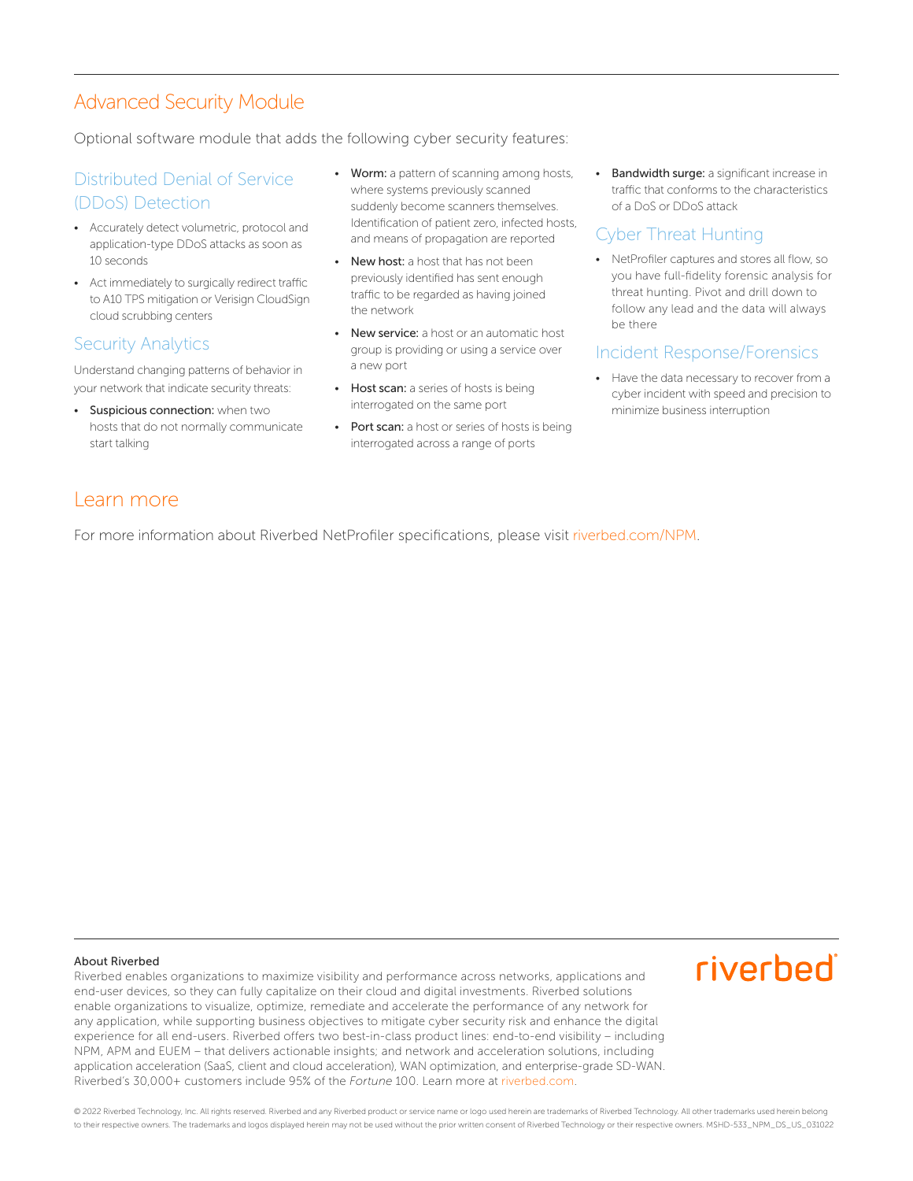## Advanced Security Module

Optional software module that adds the following cyber security features:

### Distributed Denial of Service (DDoS) Detection

- Accurately detect volumetric, protocol and application-type DDoS attacks as soon as 10 seconds
- Act immediately to surgically redirect traffic to A10 TPS mitigation or Verisign CloudSign cloud scrubbing centers

### Security Analytics

Understand changing patterns of behavior in your network that indicate security threats:

- **Suspicious connection:** when two hosts that do not normally communicate start talking
- **Worm:** a pattern of scanning among hosts, where systems previously scanned suddenly become scanners themselves. Identification of patient zero, infected hosts, and means of propagation are reported
- **New host:** a host that has not been previously identified has sent enough traffic to be regarded as having joined the network
- **New service:** a host or an automatic host group is providing or using a service over a new port
- **Host scan:** a series of hosts is being interrogated on the same port
- **Port scan:** a host or series of hosts is being interrogated across a range of ports
- **Bandwidth surge:** a significant increase in traffic that conforms to the characteristics of a DoS or DDoS attack

### Cyber Threat Hunting

- NetProfiler captures and stores all flow, so you have full-fidelity forensic analysis for threat hunting. Pivot and drill down to follow any lead and the data will always be there

### Incident Response/Forensics

- Have the data necessary to recover from a cyber incident with speed and precision to minimize business interruption

## Learn more

For more information about Riverbed NetProfiler specifications, please visit riverbed.com/NPM.

**About Riverbed**

Riverbed enables organizations to maximize visibility and performance across networks, applications and end-user devices, so they can fully capitalize on their cloud and digital investments. Riverbed solutions enable organizations to visualize, optimize, remediate and accelerate the performance of any network for any application, while supporting business objectives to mitigate cyber security risk and enhance the digital experience for all end-users. Riverbed offers two best-in-class product lines: end-to-end visibility – including NPM, APM and EUEM – that delivers actionable insights; and network and acceleration solutions, including application acceleration (SaaS, client and cloud acceleration), WAN optimization, and enterprise-grade SD-WAN. Riverbed's 30,000+ customers include 95% of the *Fortune* 100. Learn more at riverbed.com.

riverbed

© 2022 Riverbed Technology, Inc. All rights reserved. Riverbed and any Riverbed product or service name or logo used herein are trademarks of Riverbed Technology. All other trademarks used herein belong to their respective owners. The trademarks and logos displayed herein may not be used without the prior written consent of Riverbed Technology or their respective owners. MSHD-533_NPM_DS_US_031022